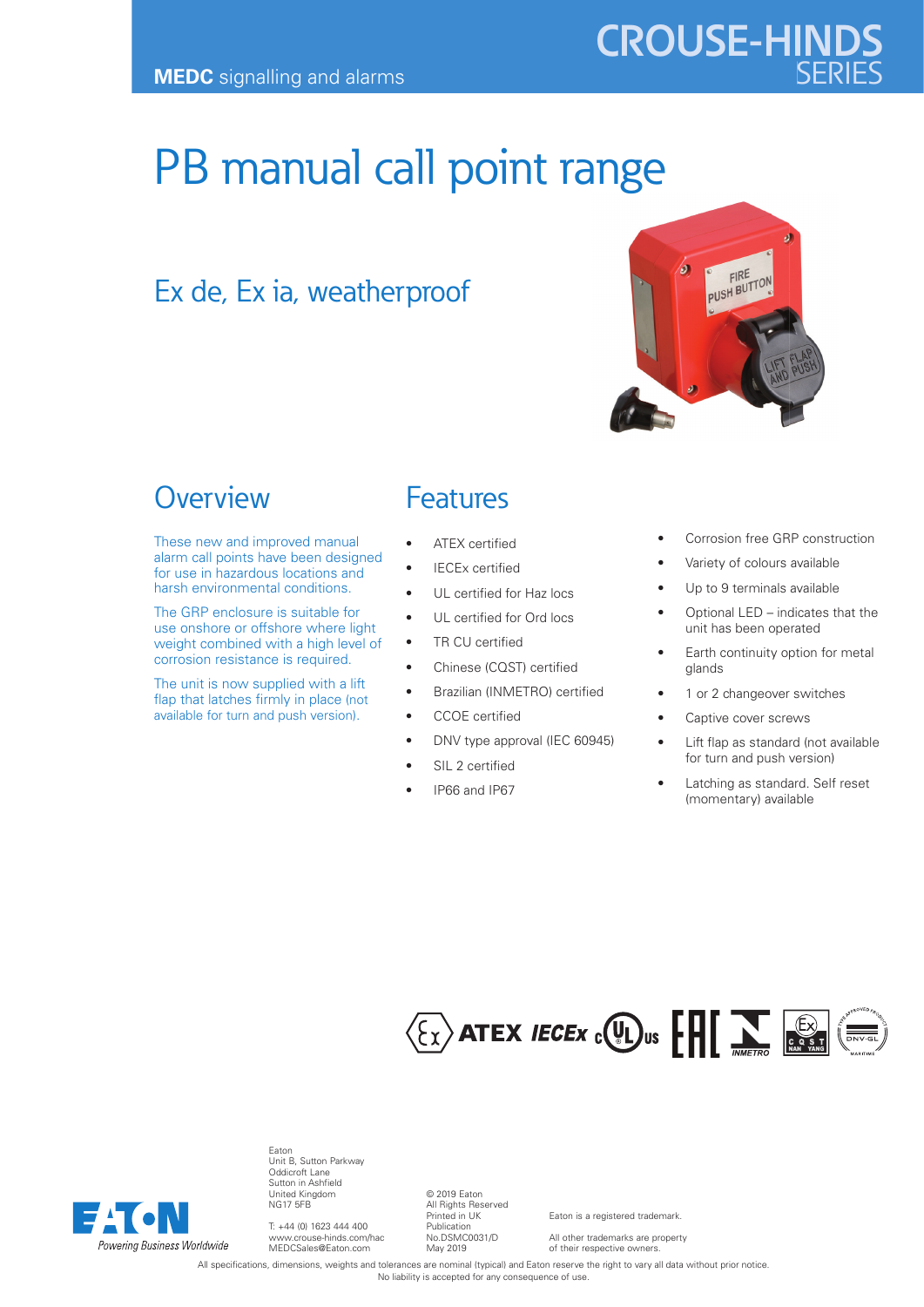**MEDC** signalling and alarms

CROUSE-HINDS SERIES

# PB manual call point range

## Ex de, Ex ia, weatherproof

## Overview

These new and improved manual alarm call points have been designed for use in hazardous locations and harsh environmental conditions.

The GRP enclosure is suitable for use onshore or offshore where light weight combined with a high level of corrosion resistance is required.

The unit is now supplied with a lift flap that latches firmly in place (not available for turn and push version).

## Features

- ATEX certified
- IECEx certified
- UL certified for Haz locs
- UL certified for Ord locs
- TR CU certified
- Chinese (CQST) certified
- Brazilian (INMETRO) certified
- CCOE certified
- DNV type approval (IEC 60945)
- SIL 2 certified
- IP66 and IP67
- Corrosion free GRP construction
- Variety of colours available
- Up to 9 terminals available
- Optional LED – indicates that the unit has been operated
- Earth continuity option for metal glands
- 1 or 2 changeover switches
- Captive cover screws
- Lift flap as standard (not available for turn and push version)
- Latching as standard. Self reset (momentary) available

Eaton
Unit B, Sutton Parkway
Oddicroft Lane
Sutton in Ashfield
United Kingdom
NG17 5FB

T: +44 (0) 1623 444 400
www.crouse-hinds.com/hac
MEDCSales@Eaton.com

© 2019 Eaton
All Rights Reserved
Printed in UK
Publication
No.DSMC0031/D
May 2019

Eaton is a registered trademark.

All other trademarks are property of their respective owners.

All specifications, dimensions, weights and tolerances are nominal (typical) and Eaton reserve the right to vary all data without prior notice. No liability is accepted for any consequence of use.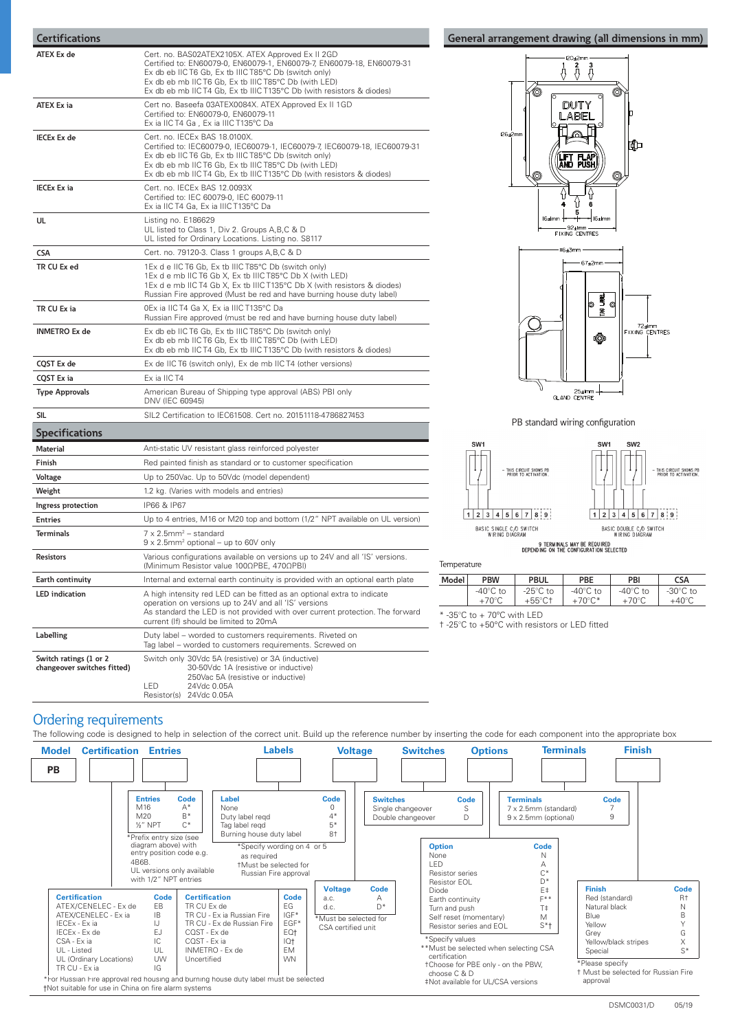## Certifications

| | |
|---|---|
| **ATEX Ex de** | Cert. no. BAS02ATEX2105X. ATEX Approved Ex II 2GD<br>Certified to: EN60079-0, EN60079-1, EN60079-7, EN60079-18, EN60079-31<br>Ex db eb IIC T6 Gb, Ex tb IIIC T85°C Db (switch only)<br>Ex db eb mb IIC T6 Gb, Ex tb IIIC T85°C Db (with LED)<br>Ex db eb mb IIC T4 Gb, Ex tb IIIC T135°C Db (with resistors & diodes) |
| **ATEX Ex ia** | Cert. no. Baseefa 03ATEX0084X. ATEX Approved Ex II 1GD<br>Certified to: EN60079-0, EN60079-11<br>Ex ia IIC T4 Ga , Ex ia IIIC T135°C Da |
| **IECEx Ex de** | Cert. no. IECEx BAS 18.0100X.<br>Certified to: IEC60079-0, IEC60079-1, IEC60079-7, IEC60079-18, IEC60079-31<br>Ex db eb IIC T6 Gb, Ex tb IIIC T85°C Db (switch only)<br>Ex db eb mb IIC T6 Gb, Ex tb IIIC T85°C Db (with LED)<br>Ex db eb mb IIC T4 Gb, Ex tb IIIC T135°C Db (with resistors & diodes) |
| **IECEx Ex ia** | Cert. no. IECEx BAS 12.0093X<br>Certified to: IEC 60079-0, IEC 60079-11<br>Ex ia IIC T4 Ga, Ex ia IIIC T135°C Da |
| **UL** | Listing no. E186629<br>UL listed to Class 1, Div 2. Groups A,B,C & D<br>UL listed for Ordinary Locations. Listing no. S8117 |
| **CSA** | Cert. no. 79120-3. Class 1 groups A,B,C & D |
| **TR CU Ex ed** | 1Ex d e IIC T6 Gb, Ex tb IIIC T85°C Db (switch only)<br>1Ex d e mb IIC T6 Gb X, Ex tb IIIC T85°C Db X (with LED)<br>1Ex d e mb IIC T4 Gb X, Ex tb IIIC T135°C Db X (with resistors & diodes)<br>Russian Fire approved (Must be red and have burning house duty label) |
| **TR CU Ex ia** | 0Ex ia IIC T4 Ga X, Ex ia IIIC T135°C Da<br>Russian Fire approved (must be red and have burning house duty label) |
| **INMETRO Ex de** | Ex db eb IIC T6 Gb, Ex tb IIIC T85°C Db (switch only)<br>Ex db eb mb IIC T6 Gb, Ex tb IIIC T85°C Db (with LED)<br>Ex db eb mb IIC T4 Gb, Ex tb IIIC T135°C Db (with resistors & diodes) |
| **CQST Ex de** | Ex de IIC T6 (switch only), Ex de mb IIC T4 (other versions) |
| **CQST Ex ia** | Ex ia IIC T4 |
| **Type Approvals** | American Bureau of Shipping type approval (ABS) PBI only<br>DNV (IEC 60945) |
| **SIL** | SIL2 Certification to IEC61508. Cert no. 20151118-4786827453 |

## Specifications

| | |
|---|---|
| **Material** | Anti-static UV resistant glass reinforced polyester |
| **Finish** | Red painted finish as standard or to customer specification |
| **Voltage** | Up to 250Vac. Up to 50Vdc (model dependent) |
| **Weight** | 1.2 kg. (Varies with models and entries) |
| **Ingress protection** | IP66 & IP67 |
| **Entries** | Up to 4 entries, M16 or M20 top and bottom (1/2" NPT available on UL version) |
| **Terminals** | 7 x 2.5mm² – standard<br>9 x 2.5mm² optional – up to 60V only |
| **Resistors** | Various configurations available on versions up to 24V and all 'IS' versions. (Minimum Resistor value 100ΩPBE, 470ΩPBI) |
| **Earth continuity** | Internal and external earth continuity is provided with an optional earth plate |
| **LED indication** | A high intensity red LED can be fitted as an optional extra to indicate operation on versions up to 24V and all 'IS' versions<br>As standard the LED is not provided with over current protection. The forward current (If) should be limited to 20mA |
| **Labelling** | Duty label – worded to customers requirements. Riveted on<br>Tag label – worded to customers requirements. Screwed on |
| **Switch ratings (1 or 2 changeover switches fitted)** | Switch only 30Vdc 5A (resistive) or 3A (inductive)<br>30-50Vdc 1A (resistive or inductive)<br>250Vac 5A (resistive or inductive)<br>LED 24Vdc 0.05A<br>Resistor(s) 24Vdc 0.05A |

## General arrangement drawing (all dimensions in mm)

80±2mm
1 2 3
DUTY LABEL
LIFT FLAP AND PUSH
86±2mm
4 5 6
16±1mm 16±1mm
92±1mm FIXING CENTRES
116±3mm
67±2mm
TAG LABEL
72±1mm FIXING CENTRES
25±1mm GLAND CENTRE

PB standard wiring configuration

SW1 — THIS CIRCUIT SHOWS PB PRIOR TO ACTIVATION.
1 2 3 4 5 6 7 8 9
BASIC SINGLE C/O SWITCH WIRING DIAGRAM

SW1 SW2 — THIS CIRCUIT SHOWS PB PRIOR TO ACTIVATION.
1 2 3 4 5 6 7 8 9
BASIC DOUBLE C/O SWITCH WIRING DIAGRAM

9 TERMINALS MAY BE REQUIRED DEPENDING ON THE CONFIGURATION SELECTED

Temperature

| Model | PBW | PBUL | PBE | PBI | CSA |
|---|---|---|---|---|---|
| | -40°C to +70°C | -25°C to +55°C† | -40°C to +70°C* | -40°C to +70°C | -30°C to +40°C |

\* -35°C to + 70°C with LED
† -25°C to +50°C with resistors or LED fitted

## Ordering requirements

The following code is designed to help in selection of the correct unit. Build up the reference number by inserting the code for each component into the appropriate box

| Model | Certification | Entries | Labels | | | | Voltage | Switches | Options | Terminals | Finish |
|---|---|---|---|---|---|---|---|---|---|---|---|
| PB | | | | | | | | | | | |

| Entries | Code |
|---|---|
| M16 | A* |
| M20 | B* |
| ½" NPT | C* |

\*Prefix entry size (see diagram above) with entry position code e.g. 4B6B.
UL versions only available with 1/2" NPT entries

| Label | Code |
|---|---|
| None | 0 |
| Duty label reqd | 4* |
| Tag label reqd | 5* |
| Burning house duty label | 8† |

\*Specify wording on 4 or 5 as required
†Must be selected for Russian Fire approval

| Switches | Code |
|---|---|
| Single changeover | S |
| Double changeover | D |

| Terminals | Code |
|---|---|
| 7 x 2.5mm (standard) | 7 |
| 9 x 2.5mm (optional) | 9 |

| Certification | Code | Certification | Code |
|---|---|---|---|
| ATEX/CENELEC - Ex de | EB | TR CU Ex de | EG |
| ATEX/CENELEC - Ex ia | IB | TR CU - Ex ia Russian Fire | IGF* |
| IECEx - Ex ia | IJ | TR CU - Ex de Russian Fire | EGF* |
| IECEx - Ex de | EJ | CQST - Ex de | EQ† |
| CSA - Ex ia | IC | CQST - Ex ia | IQ† |
| UL - Listed | UL | INMETRO - Ex de | EM |
| UL (Ordinary Locations) | UW | Uncertified | WN |
| TR CU - Ex ia | IG | | |

\*For Russian Fire approval red housing and burning house duty label must be selected
†Not suitable for use in China on fire alarm systems

| Voltage | Code |
|---|---|
| a.c. | A |
| d.c. | D* |

\*Must be selected for CSA certified unit

| Option | Code |
|---|---|
| None | N |
| LED | A |
| Resistor series | C* |
| Resistor EOL | D* |
| Diode | E‡ |
| Earth continuity | F** |
| Turn and push | T‡ |
| Self reset (momentary) | M |
| Resistor series and EOL | S*† |

\*Specify values
\*\*Must be selected when selecting CSA certification
†Choose for PBE only - on the PBW, choose C & D
‡Not available for UL/CSA versions

| Finish | Code |
|---|---|
| Red (standard) | R† |
| Natural black | N |
| Blue | B |
| Yellow | Y |
| Grey | G |
| Yellow/black stripes | X |
| Special | S* |

\*Please specify
† Must be selected for Russian Fire approval

DSMC0031/D 05/19